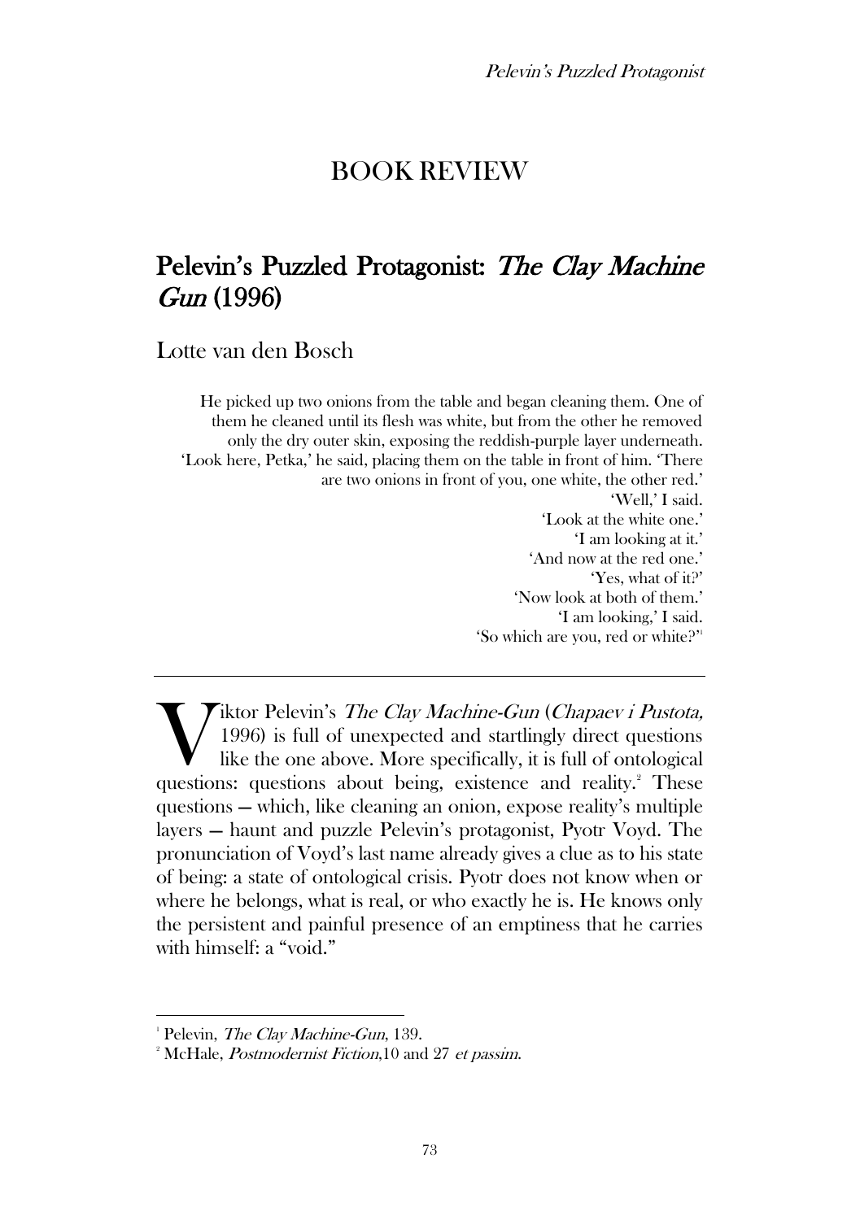# BOOK REVIEW

## Pelevin's Puzzled Protagonist: *The Clay Machine Gun* (1996)

Lotte van den Bosch

> He picked up two onions from the table and began cleaning them. One of them he cleaned until its flesh was white, but from the other he removed only the dry outer skin, exposing the reddish-purple layer underneath. 'Look here, Petka,' he said, placing them on the table in front of him. 'There are two onions in front of you, one white, the other red.'
> 'Well,' I said.
> 'Look at the white one.'
> 'I am looking at it.'
> 'And now at the red one.'
> 'Yes, what of it?'
> 'Now look at both of them.'
> 'I am looking,' I said.
> 'So which are you, red or white?'[1]

---

Viktor Pelevin's *The Clay Machine-Gun* (*Chapaev i Pustota,* 1996) is full of unexpected and startlingly direct questions like the one above. More specifically, it is full of ontological questions: questions about being, existence and reality.[2] These questions — which, like cleaning an onion, expose reality's multiple layers — haunt and puzzle Pelevin's protagonist, Pyotr Voyd. The pronunciation of Voyd's last name already gives a clue as to his state of being: a state of ontological crisis. Pyotr does not know when or where he belongs, what is real, or who exactly he is. He knows only the persistent and painful presence of an emptiness that he carries with himself: a "void."

---

[1] Pelevin, *The Clay Machine-Gun*, 139.

[2] McHale, *Postmodernist Fiction*,10 and 27 *et passim*.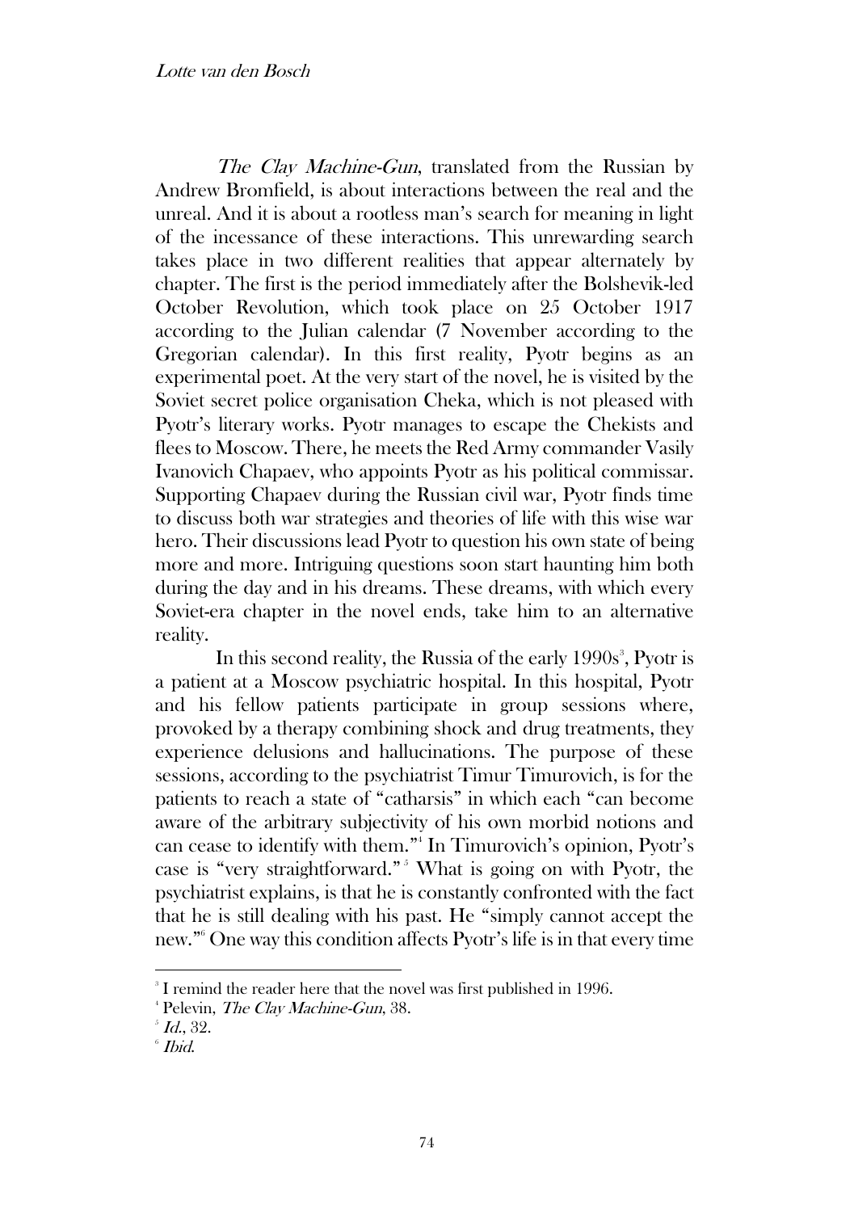*The Clay Machine-Gun*, translated from the Russian by Andrew Bromfield, is about interactions between the real and the unreal. And it is about a rootless man's search for meaning in light of the incessance of these interactions. This unrewarding search takes place in two different realities that appear alternately by chapter. The first is the period immediately after the Bolshevik-led October Revolution, which took place on 25 October 1917 according to the Julian calendar (7 November according to the Gregorian calendar). In this first reality, Pyotr begins as an experimental poet. At the very start of the novel, he is visited by the Soviet secret police organisation Cheka, which is not pleased with Pyotr's literary works. Pyotr manages to escape the Chekists and flees to Moscow. There, he meets the Red Army commander Vasily Ivanovich Chapaev, who appoints Pyotr as his political commissar. Supporting Chapaev during the Russian civil war, Pyotr finds time to discuss both war strategies and theories of life with this wise war hero. Their discussions lead Pyotr to question his own state of being more and more. Intriguing questions soon start haunting him both during the day and in his dreams. These dreams, with which every Soviet-era chapter in the novel ends, take him to an alternative reality.

In this second reality, the Russia of the early 1990s[3], Pyotr is a patient at a Moscow psychiatric hospital. In this hospital, Pyotr and his fellow patients participate in group sessions where, provoked by a therapy combining shock and drug treatments, they experience delusions and hallucinations. The purpose of these sessions, according to the psychiatrist Timur Timurovich, is for the patients to reach a state of "catharsis" in which each "can become aware of the arbitrary subjectivity of his own morbid notions and can cease to identify with them."[4] In Timurovich's opinion, Pyotr's case is "very straightforward."[5] What is going on with Pyotr, the psychiatrist explains, is that he is constantly confronted with the fact that he is still dealing with his past. He "simply cannot accept the new."[6] One way this condition affects Pyotr's life is in that every time

---

[3] I remind the reader here that the novel was first published in 1996.

[4] Pelevin, *The Clay Machine-Gun*, 38.

[5] *Id.*, 32.

[6] *Ibid.*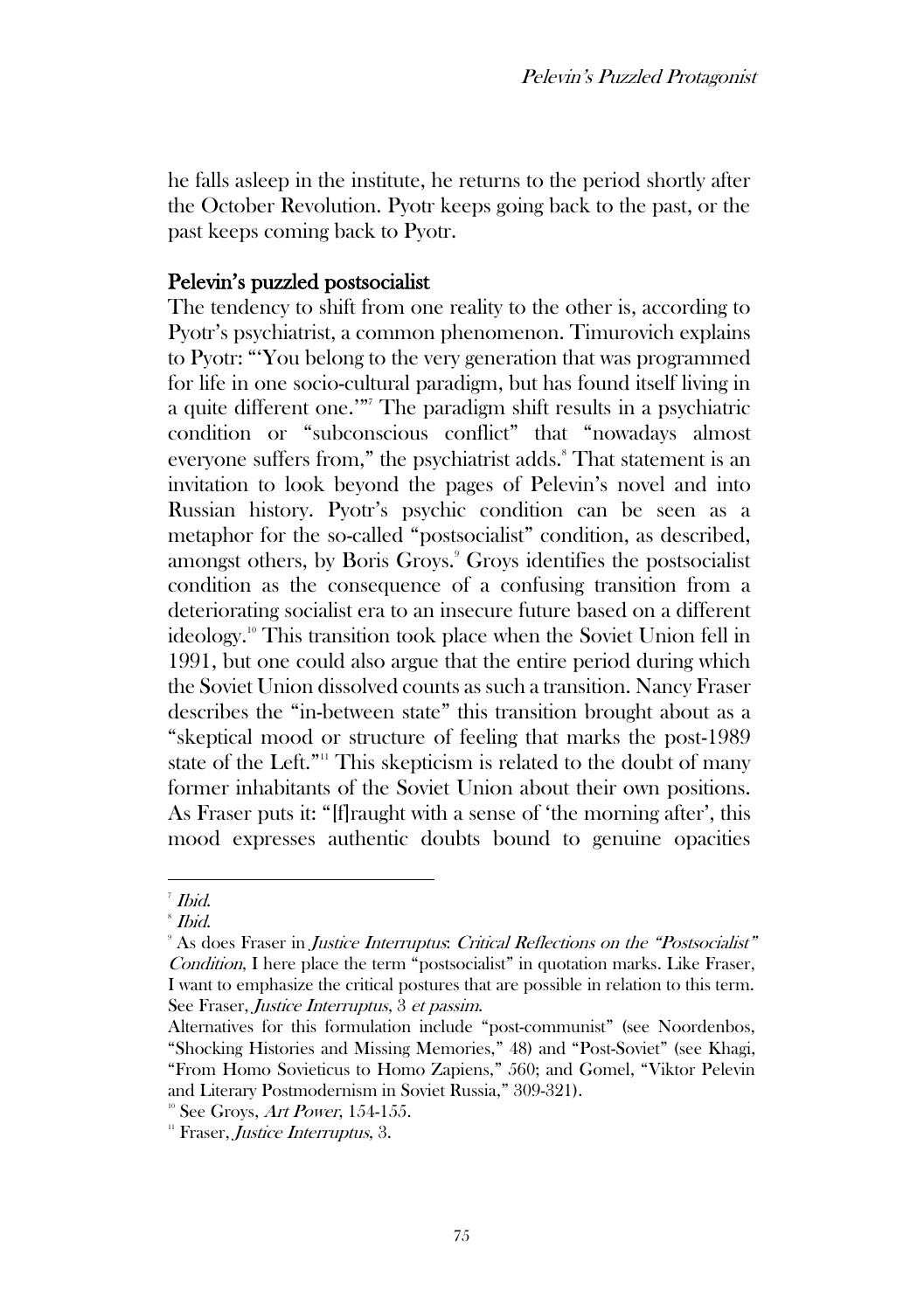he falls asleep in the institute, he returns to the period shortly after the October Revolution. Pyotr keeps going back to the past, or the past keeps coming back to Pyotr.

## Pelevin's puzzled postsocialist

The tendency to shift from one reality to the other is, according to Pyotr's psychiatrist, a common phenomenon. Timurovich explains to Pyotr: "'You belong to the very generation that was programmed for life in one socio-cultural paradigm, but has found itself living in a quite different one.'"[7] The paradigm shift results in a psychiatric condition or "subconscious conflict" that "nowadays almost everyone suffers from," the psychiatrist adds.[8] That statement is an invitation to look beyond the pages of Pelevin's novel and into Russian history. Pyotr's psychic condition can be seen as a metaphor for the so-called "postsocialist" condition, as described, amongst others, by Boris Groys.[9] Groys identifies the postsocialist condition as the consequence of a confusing transition from a deteriorating socialist era to an insecure future based on a different ideology.[10] This transition took place when the Soviet Union fell in 1991, but one could also argue that the entire period during which the Soviet Union dissolved counts as such a transition. Nancy Fraser describes the "in-between state" this transition brought about as a "skeptical mood or structure of feeling that marks the post-1989 state of the Left."[11] This skepticism is related to the doubt of many former inhabitants of the Soviet Union about their own positions. As Fraser puts it: "[f]raught with a sense of 'the morning after', this mood expresses authentic doubts bound to genuine opacities

---

[7] *Ibid.*

[8] *Ibid.*

[9] As does Fraser in *Justice Interruptus*: *Critical Reflections on the "Postsocialist" Condition*, I here place the term "postsocialist" in quotation marks. Like Fraser, I want to emphasize the critical postures that are possible in relation to this term. See Fraser, *Justice Interruptus*, 3 *et passim*.

Alternatives for this formulation include "post-communist" (see Noordenbos, "Shocking Histories and Missing Memories," 48) and "Post-Soviet" (see Khagi, "From Homo Sovieticus to Homo Zapiens," 560; and Gomel, "Viktor Pelevin and Literary Postmodernism in Soviet Russia," 309-321).

[10] See Groys, *Art Power*, 154-155.

[11] Fraser, *Justice Interruptus*, 3.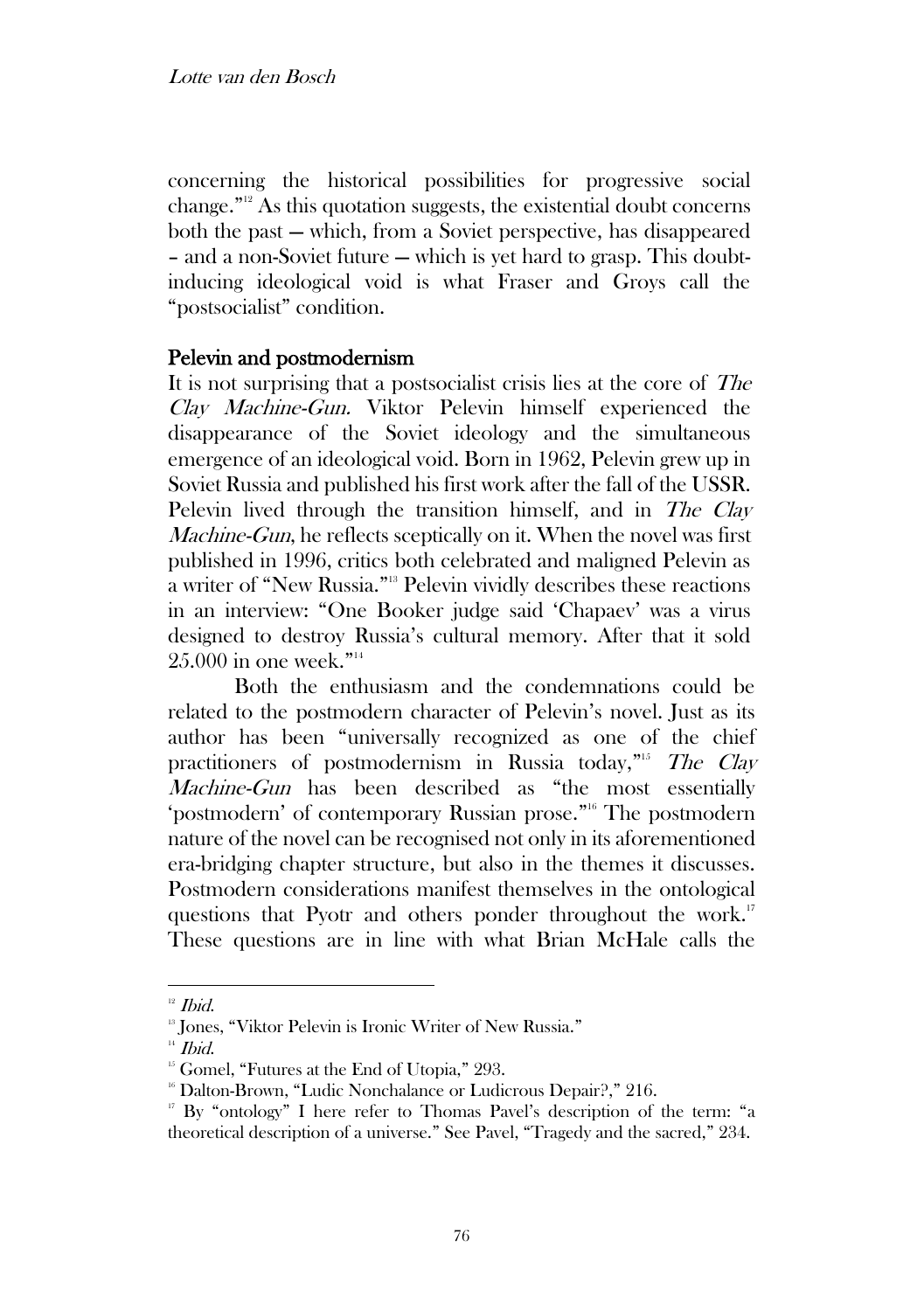concerning the historical possibilities for progressive social change."[12] As this quotation suggests, the existential doubt concerns both the past — which, from a Soviet perspective, has disappeared – and a non-Soviet future — which is yet hard to grasp. This doubt-inducing ideological void is what Fraser and Groys call the "postsocialist" condition.

## Pelevin and postmodernism

It is not surprising that a postsocialist crisis lies at the core of *The Clay Machine-Gun*. Viktor Pelevin himself experienced the disappearance of the Soviet ideology and the simultaneous emergence of an ideological void. Born in 1962, Pelevin grew up in Soviet Russia and published his first work after the fall of the USSR. Pelevin lived through the transition himself, and in *The Clay Machine-Gun*, he reflects sceptically on it. When the novel was first published in 1996, critics both celebrated and maligned Pelevin as a writer of "New Russia."[13] Pelevin vividly describes these reactions in an interview: "One Booker judge said 'Chapaev' was a virus designed to destroy Russia's cultural memory. After that it sold 25.000 in one week."[14]

Both the enthusiasm and the condemnations could be related to the postmodern character of Pelevin's novel. Just as its author has been "universally recognized as one of the chief practitioners of postmodernism in Russia today,"[15] *The Clay Machine-Gun* has been described as "the most essentially 'postmodern' of contemporary Russian prose."[16] The postmodern nature of the novel can be recognised not only in its aforementioned era-bridging chapter structure, but also in the themes it discusses. Postmodern considerations manifest themselves in the ontological questions that Pyotr and others ponder throughout the work.[17] These questions are in line with what Brian McHale calls the

---

[12] *Ibid.*

[13] Jones, "Viktor Pelevin is Ironic Writer of New Russia."

[14] *Ibid.*

[15] Gomel, "Futures at the End of Utopia," 293.

[16] Dalton-Brown, "Ludic Nonchalance or Ludicrous Depair?," 216.

[17] By "ontology" I here refer to Thomas Pavel's description of the term: "a theoretical description of a universe." See Pavel, "Tragedy and the sacred," 234.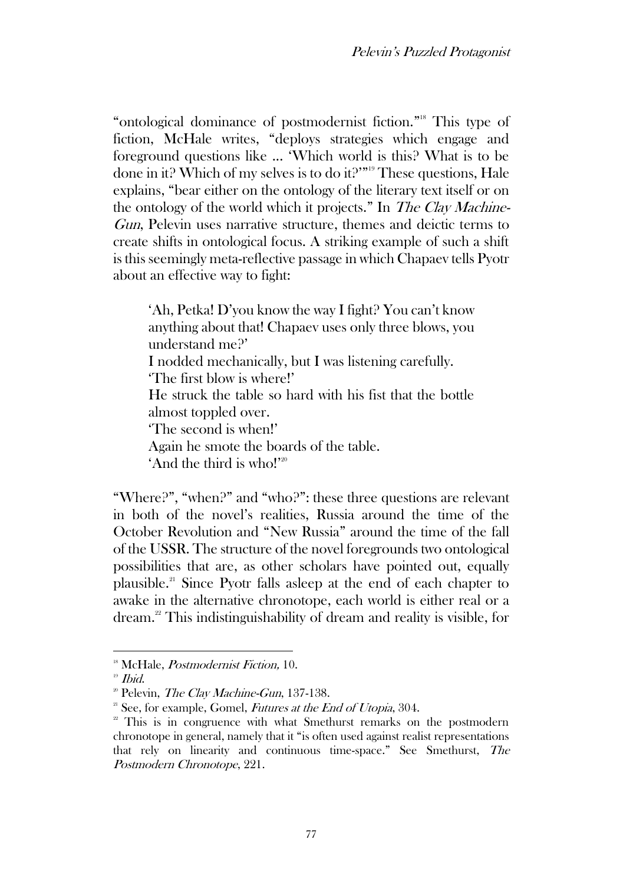"ontological dominance of postmodernist fiction."[18] This type of fiction, McHale writes, "deploys strategies which engage and foreground questions like … 'Which world is this? What is to be done in it? Which of my selves is to do it?'"[19] These questions, Hale explains, "bear either on the ontology of the literary text itself or on the ontology of the world which it projects." In *The Clay Machine-Gun*, Pelevin uses narrative structure, themes and deictic terms to create shifts in ontological focus. A striking example of such a shift is this seemingly meta-reflective passage in which Chapaev tells Pyotr about an effective way to fight:

> 'Ah, Petka! D'you know the way I fight? You can't know anything about that! Chapaev uses only three blows, you understand me?'
> I nodded mechanically, but I was listening carefully.
> 'The first blow is where!'
> He struck the table so hard with his fist that the bottle almost toppled over.
> 'The second is when!'
> Again he smote the boards of the table.
> 'And the third is who!'[20]

"Where?", "when?" and "who?": these three questions are relevant in both of the novel's realities, Russia around the time of the October Revolution and "New Russia" around the time of the fall of the USSR. The structure of the novel foregrounds two ontological possibilities that are, as other scholars have pointed out, equally plausible.[21] Since Pyotr falls asleep at the end of each chapter to awake in the alternative chronotope, each world is either real or a dream.[22] This indistinguishability of dream and reality is visible, for

---

[18] McHale, *Postmodernist Fiction,* 10.

[19] *Ibid.*

[20] Pelevin, *The Clay Machine-Gun*, 137-138.

[21] See, for example, Gomel, *Futures at the End of Utopia*, 304.

[22] This is in congruence with what Smethurst remarks on the postmodern chronotope in general, namely that it "is often used against realist representations that rely on linearity and continuous time-space." See Smethurst, *The Postmodern Chronotope*, 221.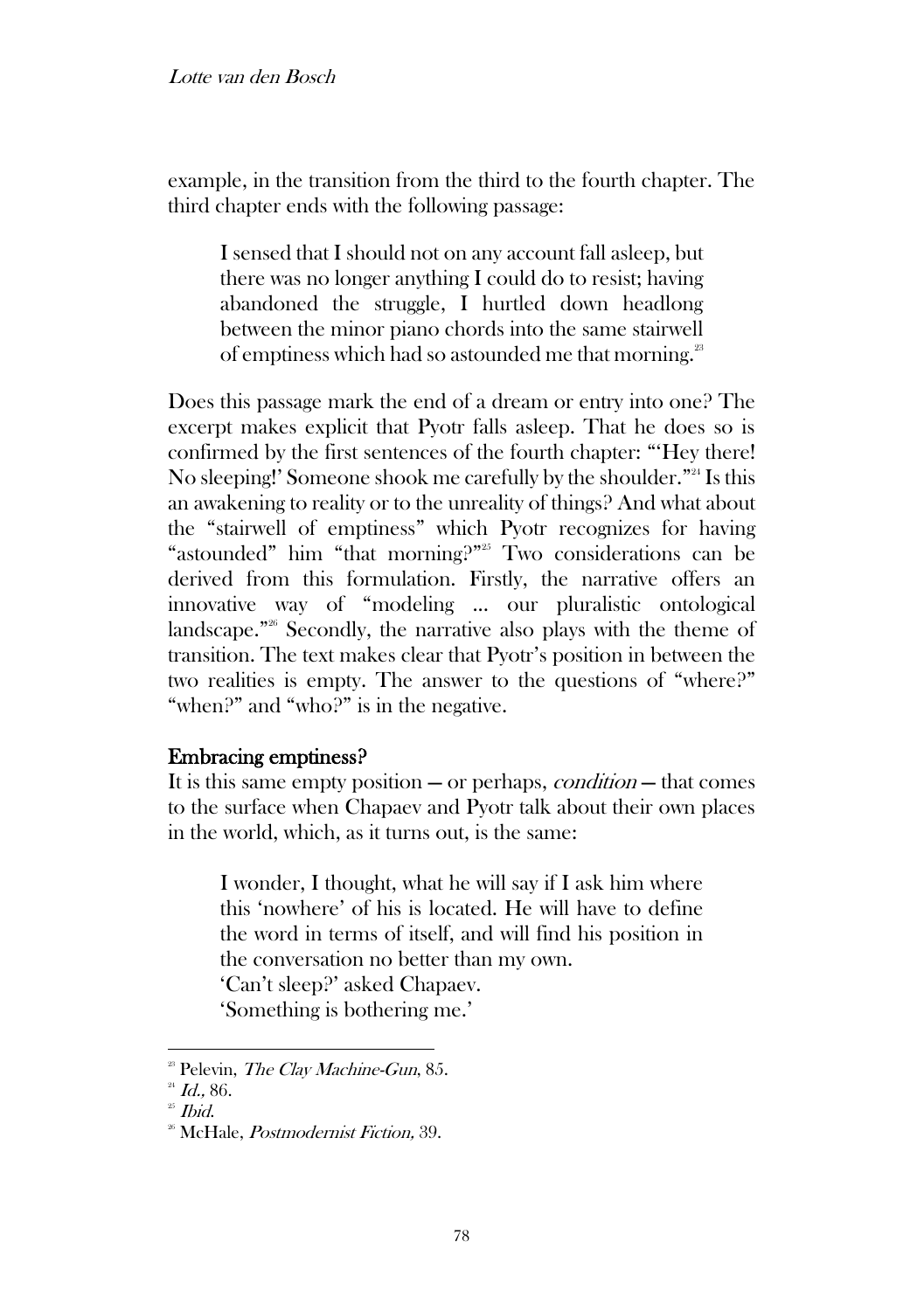example, in the transition from the third to the fourth chapter. The third chapter ends with the following passage:

> I sensed that I should not on any account fall asleep, but there was no longer anything I could do to resist; having abandoned the struggle, I hurtled down headlong between the minor piano chords into the same stairwell of emptiness which had so astounded me that morning.[23]

Does this passage mark the end of a dream or entry into one? The excerpt makes explicit that Pyotr falls asleep. That he does so is confirmed by the first sentences of the fourth chapter: "'Hey there! No sleeping!' Someone shook me carefully by the shoulder."[24] Is this an awakening to reality or to the unreality of things? And what about the "stairwell of emptiness" which Pyotr recognizes for having "astounded" him "that morning?"[25] Two considerations can be derived from this formulation. Firstly, the narrative offers an innovative way of "modeling … our pluralistic ontological landscape."[26] Secondly, the narrative also plays with the theme of transition. The text makes clear that Pyotr's position in between the two realities is empty. The answer to the questions of "where?" "when?" and "who?" is in the negative.

## Embracing emptiness?

It is this same empty position — or perhaps, *condition* — that comes to the surface when Chapaev and Pyotr talk about their own places in the world, which, as it turns out, is the same:

> I wonder, I thought, what he will say if I ask him where this 'nowhere' of his is located. He will have to define the word in terms of itself, and will find his position in the conversation no better than my own.
> 'Can't sleep?' asked Chapaev.
> 'Something is bothering me.'

---

[23] Pelevin, *The Clay Machine-Gun*, 85.
[24] *Id.*, 86.
[25] *Ibid.*
[26] McHale, *Postmodernist Fiction,* 39.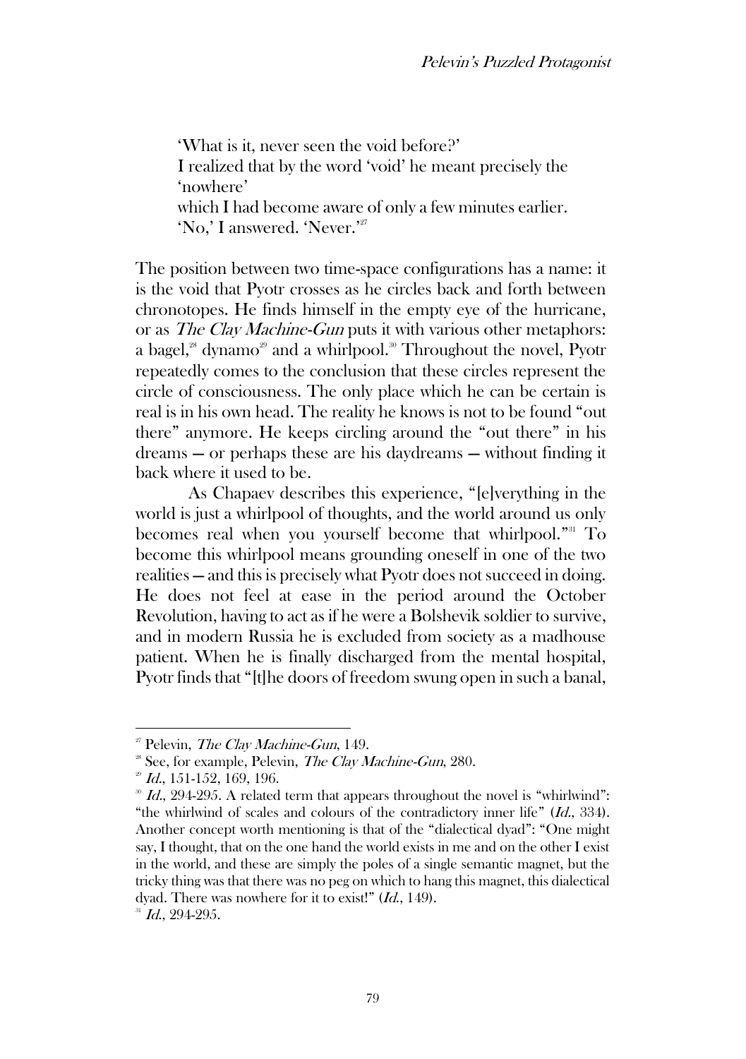> 'What is it, never seen the void before?'
> I realized that by the word 'void' he meant precisely the 'nowhere'
> which I had become aware of only a few minutes earlier.
> 'No,' I answered. 'Never.'[27]

The position between two time-space configurations has a name: it is the void that Pyotr crosses as he circles back and forth between chronotopes. He finds himself in the empty eye of the hurricane, or as *The Clay Machine-Gun* puts it with various other metaphors: a bagel,[28] dynamo[29] and a whirlpool.[30] Throughout the novel, Pyotr repeatedly comes to the conclusion that these circles represent the circle of consciousness. The only place which he can be certain is real is in his own head. The reality he knows is not to be found "out there" anymore. He keeps circling around the "out there" in his dreams — or perhaps these are his daydreams — without finding it back where it used to be.

As Chapaev describes this experience, "[e]verything in the world is just a whirlpool of thoughts, and the world around us only becomes real when you yourself become that whirlpool."[31] To become this whirlpool means grounding oneself in one of the two realities — and this is precisely what Pyotr does not succeed in doing. He does not feel at ease in the period around the October Revolution, having to act as if he were a Bolshevik soldier to survive, and in modern Russia he is excluded from society as a madhouse patient. When he is finally discharged from the mental hospital, Pyotr finds that "[t]he doors of freedom swung open in such a banal,

---

[27] Pelevin, *The Clay Machine-Gun*, 149.

[28] See, for example, Pelevin, *The Clay Machine-Gun*, 280.

[29] *Id.*, 151-152, 169, 196.

[30] *Id.*, 294-295. A related term that appears throughout the novel is "whirlwind": "the whirlwind of scales and colours of the contradictory inner life" (*Id.*, 334). Another concept worth mentioning is that of the "dialectical dyad": "One might say, I thought, that on the one hand the world exists in me and on the other I exist in the world, and these are simply the poles of a single semantic magnet, but the tricky thing was that there was no peg on which to hang this magnet, this dialectical dyad. There was nowhere for it to exist!" (*Id.*, 149).

[31] *Id.*, 294-295.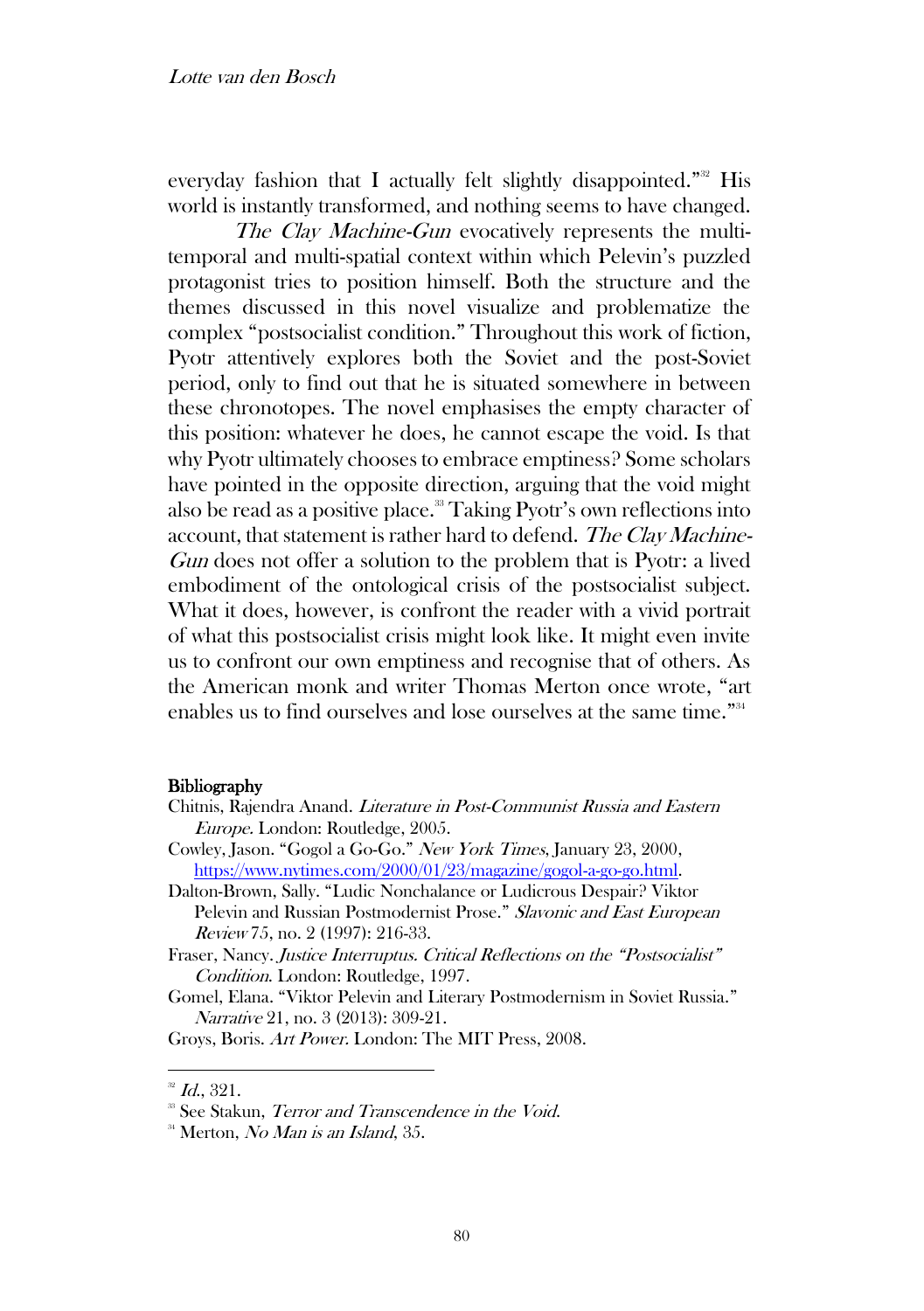everyday fashion that I actually felt slightly disappointed."[32] His world is instantly transformed, and nothing seems to have changed.

*The Clay Machine-Gun* evocatively represents the multi-temporal and multi-spatial context within which Pelevin's puzzled protagonist tries to position himself. Both the structure and the themes discussed in this novel visualize and problematize the complex "postsocialist condition." Throughout this work of fiction, Pyotr attentively explores both the Soviet and the post-Soviet period, only to find out that he is situated somewhere in between these chronotopes. The novel emphasises the empty character of this position: whatever he does, he cannot escape the void. Is that why Pyotr ultimately chooses to embrace emptiness? Some scholars have pointed in the opposite direction, arguing that the void might also be read as a positive place.[33] Taking Pyotr's own reflections into account, that statement is rather hard to defend. *The Clay Machine-Gun* does not offer a solution to the problem that is Pyotr: a lived embodiment of the ontological crisis of the postsocialist subject. What it does, however, is confront the reader with a vivid portrait of what this postsocialist crisis might look like. It might even invite us to confront our own emptiness and recognise that of others. As the American monk and writer Thomas Merton once wrote, "art enables us to find ourselves and lose ourselves at the same time."[34]

**Bibliography**

Chitnis, Rajendra Anand. *Literature in Post-Communist Russia and Eastern Europe*. London: Routledge, 2005.

Cowley, Jason. "Gogol a Go-Go." *New York Times*, January 23, 2000, https://www.nytimes.com/2000/01/23/magazine/gogol-a-go-go.html.

Dalton-Brown, Sally. "Ludic Nonchalance or Ludicrous Despair? Viktor Pelevin and Russian Postmodernist Prose." *Slavonic and East European Review* 75, no. 2 (1997): 216-33.

Fraser, Nancy. *Justice Interruptus. Critical Reflections on the "Postsocialist" Condition*. London: Routledge, 1997.

Gomel, Elana. "Viktor Pelevin and Literary Postmodernism in Soviet Russia." *Narrative* 21, no. 3 (2013): 309-21.

Groys, Boris. *Art Power*. London: The MIT Press, 2008.

---

[32] *Id.*, 321.

[33] See Stakun, *Terror and Transcendence in the Void*.

[34] Merton, *No Man is an Island*, 35.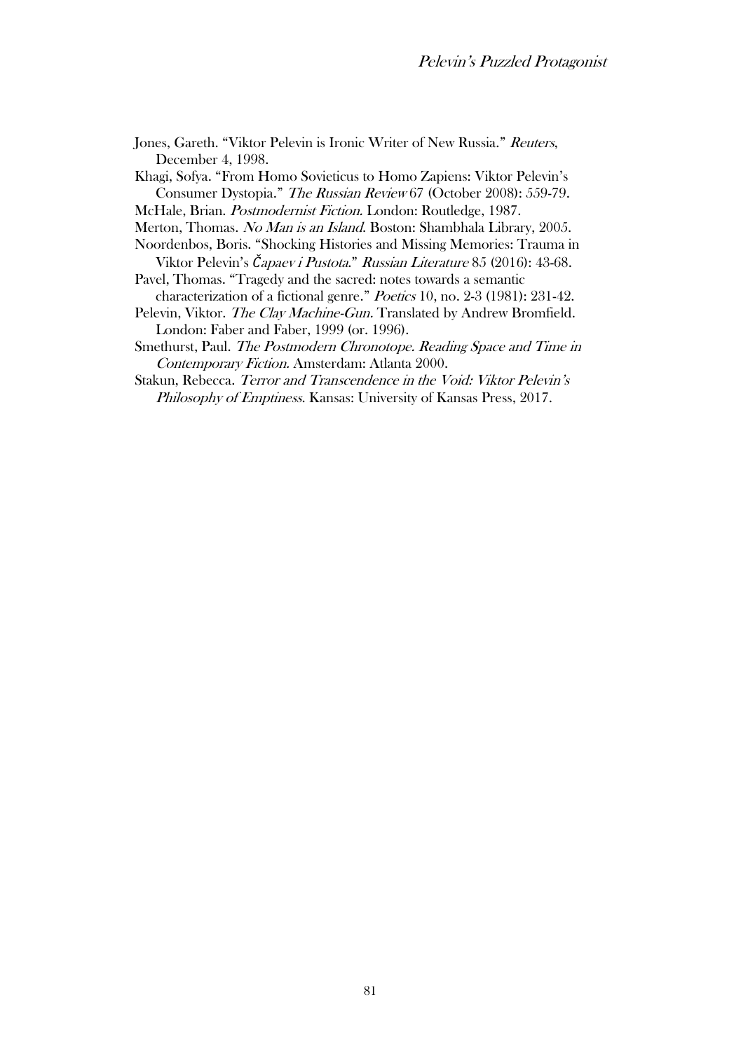Jones, Gareth. "Viktor Pelevin is Ironic Writer of New Russia." *Reuters*, December 4, 1998.

Khagi, Sofya. "From Homo Sovieticus to Homo Zapiens: Viktor Pelevin's Consumer Dystopia." *The Russian Review* 67 (October 2008): 559-79.

McHale, Brian. *Postmodernist Fiction*. London: Routledge, 1987.

Merton, Thomas. *No Man is an Island*. Boston: Shambhala Library, 2005.

Noordenbos, Boris. "Shocking Histories and Missing Memories: Trauma in Viktor Pelevin's *Čapaev i Pustota*." *Russian Literature* 85 (2016): 43-68.

Pavel, Thomas. "Tragedy and the sacred: notes towards a semantic characterization of a fictional genre." *Poetics* 10, no. 2-3 (1981): 231-42.

Pelevin, Viktor. *The Clay Machine-Gun*. Translated by Andrew Bromfield. London: Faber and Faber, 1999 (or. 1996).

Smethurst, Paul. *The Postmodern Chronotope. Reading Space and Time in Contemporary Fiction*. Amsterdam: Atlanta 2000.

Stakun, Rebecca. *Terror and Transcendence in the Void: Viktor Pelevin's Philosophy of Emptiness*. Kansas: University of Kansas Press, 2017.